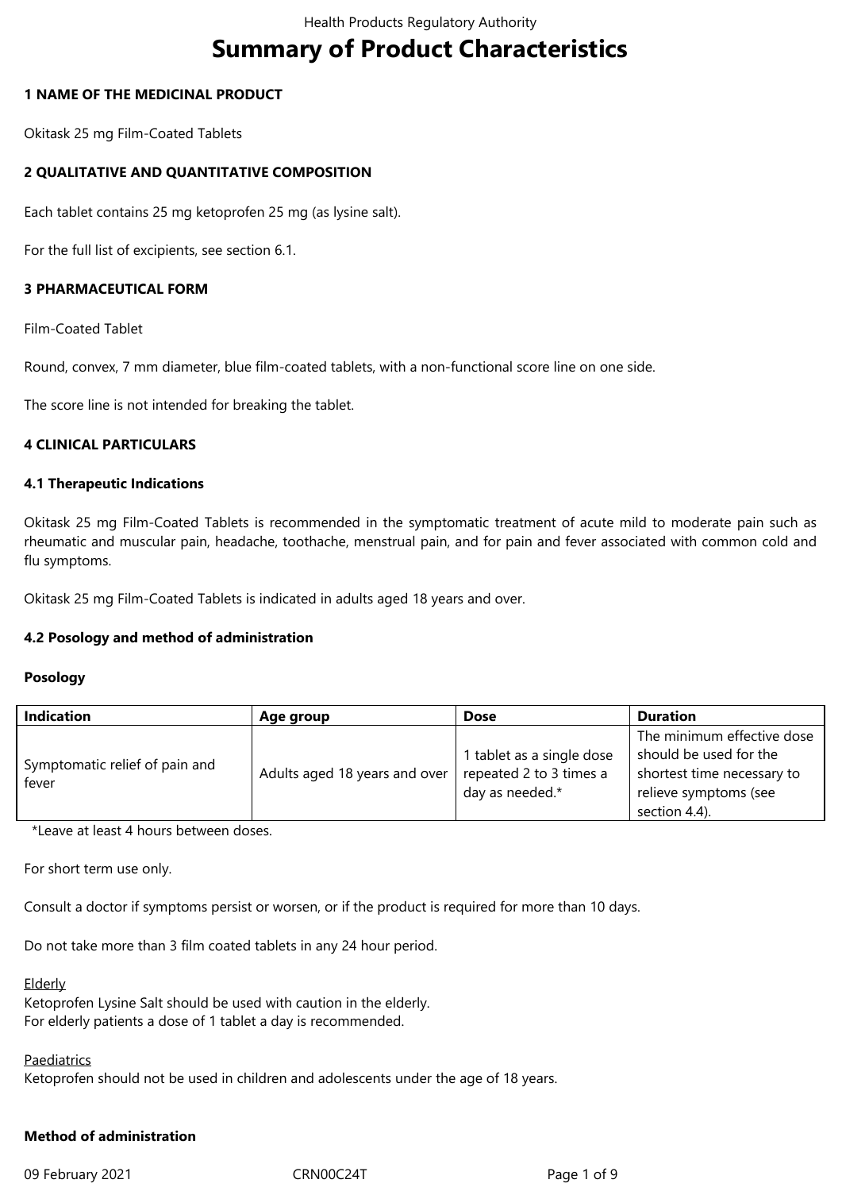# Summary of Product Characteristics

## 1 NAME OF THE MEDICINAL PRODUCT

Okitask 25 mg Film-Coated Tablets

## 2 QUALITATIVE AND QUANTITATIVE COMPOSITION

Each tablet contains 25 mg ketoprofen 25 mg (as lysine salt).

For the full list of excipients, see section 6.1.

## 3 PHARMACEUTICAL FORM

Film-Coated Tablet

Round, convex, 7 mm diameter, blue film-coated tablets, with a non-functional score line on one side.

The score line is not intended for breaking the tablet.

## 4 CLINICAL PARTICULARS

### 4.1 Therapeutic Indications

Okitask 25 mg Film-Coated Tablets is recommended in the symptomatic treatment of acute mild to moderate pain such as rheumatic and muscular pain, headache, toothache, menstrual pain, and for pain and fever associated with common cold and flu symptoms.

Okitask 25 mg Film-Coated Tablets is indicated in adults aged 18 years and over.

### 4.2 Posology and method of administration

**Posology**

| Indication | Age group | Dose | Duration |
|---|---|---|---|
| Symptomatic relief of pain and fever | Adults aged 18 years and over | 1 tablet as a single dose repeated 2 to 3 times a day as needed.* | The minimum effective dose should be used for the shortest time necessary to relieve symptoms (see section 4.4). |

*Leave at least 4 hours between doses.

For short term use only.

Consult a doctor if symptoms persist or worsen, or if the product is required for more than 10 days.

Do not take more than 3 film coated tablets in any 24 hour period.

Elderly
Ketoprofen Lysine Salt should be used with caution in the elderly.
For elderly patients a dose of 1 tablet a day is recommended.

Paediatrics
Ketoprofen should not be used in children and adolescents under the age of 18 years.

**Method of administration**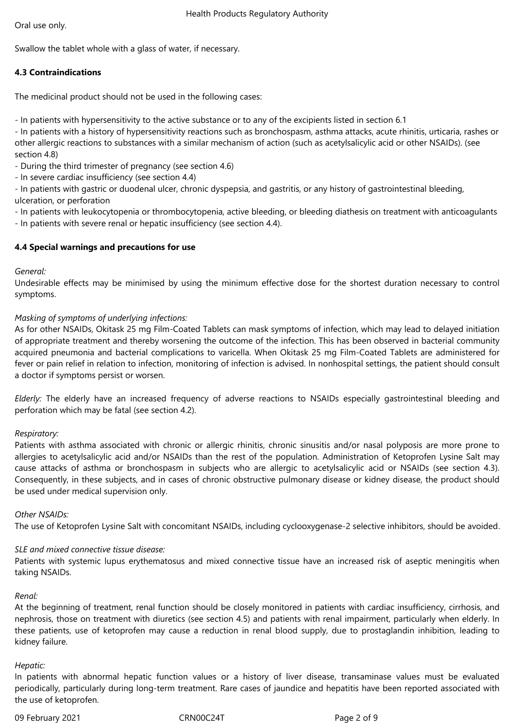Oral use only.

Swallow the tablet whole with a glass of water, if necessary.

### 4.3 Contraindications

The medicinal product should not be used in the following cases:

- In patients with hypersensitivity to the active substance or to any of the excipients listed in section 6.1
- In patients with a history of hypersensitivity reactions such as bronchospasm, asthma attacks, acute rhinitis, urticaria, rashes or other allergic reactions to substances with a similar mechanism of action (such as acetylsalicylic acid or other NSAIDs). (see section 4.8)
- During the third trimester of pregnancy (see section 4.6)
- In severe cardiac insufficiency (see section 4.4)
- In patients with gastric or duodenal ulcer, chronic dyspepsia, and gastritis, or any history of gastrointestinal bleeding, ulceration, or perforation
- In patients with leukocytopenia or thrombocytopenia, active bleeding, or bleeding diathesis on treatment with anticoagulants
- In patients with severe renal or hepatic insufficiency (see section 4.4).

### 4.4 Special warnings and precautions for use

*General:*
Undesirable effects may be minimised by using the minimum effective dose for the shortest duration necessary to control symptoms.

*Masking of symptoms of underlying infections:*
As for other NSAIDs, Okitask 25 mg Film-Coated Tablets can mask symptoms of infection, which may lead to delayed initiation of appropriate treatment and thereby worsening the outcome of the infection. This has been observed in bacterial community acquired pneumonia and bacterial complications to varicella. When Okitask 25 mg Film-Coated Tablets are administered for fever or pain relief in relation to infection, monitoring of infection is advised. In nonhospital settings, the patient should consult a doctor if symptoms persist or worsen.

*Elderly:* The elderly have an increased frequency of adverse reactions to NSAIDs especially gastrointestinal bleeding and perforation which may be fatal (see section 4.2).

*Respiratory:*
Patients with asthma associated with chronic or allergic rhinitis, chronic sinusitis and/or nasal polyposis are more prone to allergies to acetylsalicylic acid and/or NSAIDs than the rest of the population. Administration of Ketoprofen Lysine Salt may cause attacks of asthma or bronchospasm in subjects who are allergic to acetylsalicylic acid or NSAIDs (see section 4.3). Consequently, in these subjects, and in cases of chronic obstructive pulmonary disease or kidney disease, the product should be used under medical supervision only.

*Other NSAIDs:*
The use of Ketoprofen Lysine Salt with concomitant NSAIDs, including cyclooxygenase-2 selective inhibitors, should be avoided.

*SLE and mixed connective tissue disease:*
Patients with systemic lupus erythematosus and mixed connective tissue have an increased risk of aseptic meningitis when taking NSAIDs.

*Renal:*
At the beginning of treatment, renal function should be closely monitored in patients with cardiac insufficiency, cirrhosis, and nephrosis, those on treatment with diuretics (see section 4.5) and patients with renal impairment, particularly when elderly. In these patients, use of ketoprofen may cause a reduction in renal blood supply, due to prostaglandin inhibition, leading to kidney failure.

*Hepatic:*
In patients with abnormal hepatic function values or a history of liver disease, transaminase values must be evaluated periodically, particularly during long-term treatment. Rare cases of jaundice and hepatitis have been reported associated with the use of ketoprofen.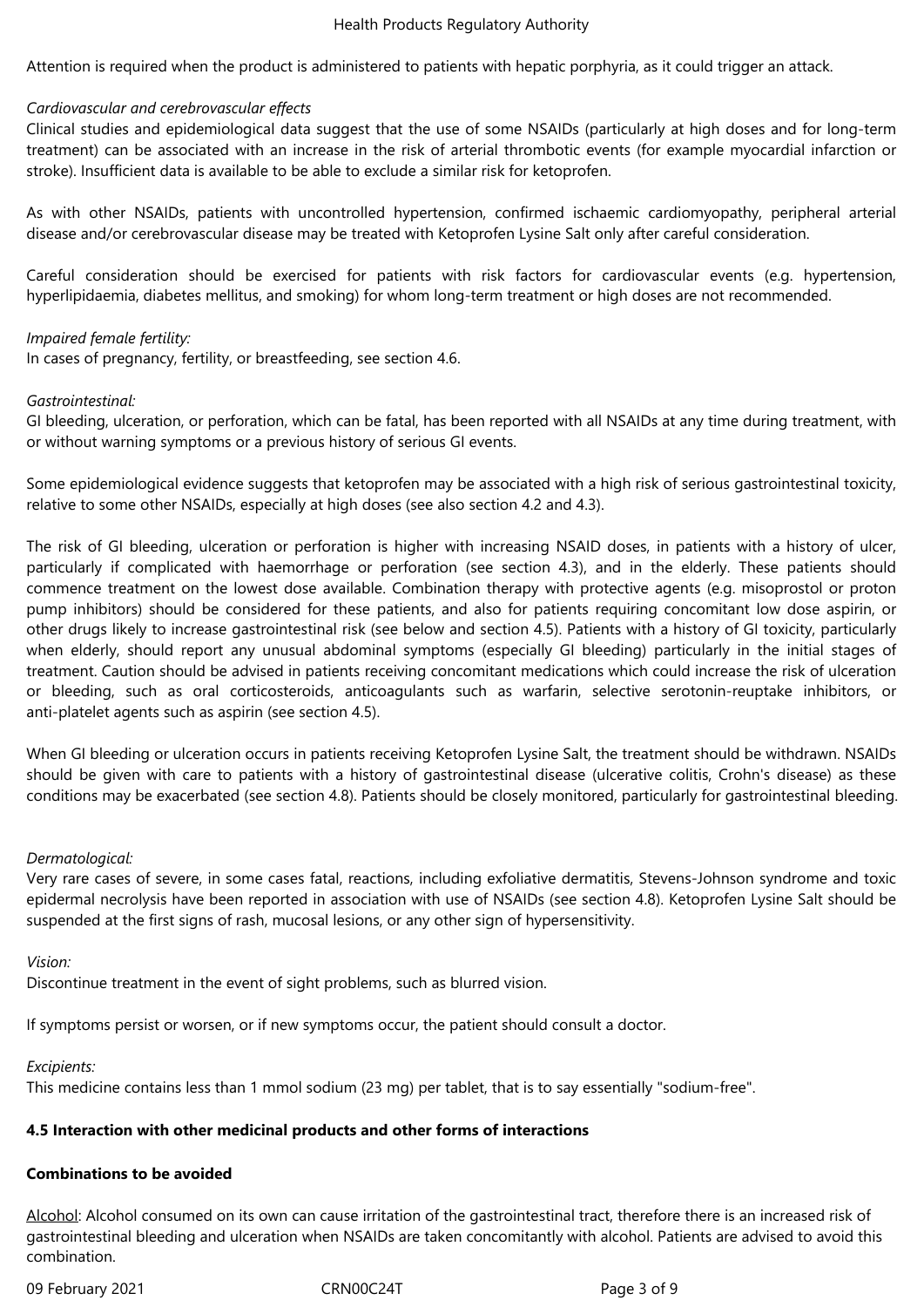Attention is required when the product is administered to patients with hepatic porphyria, as it could trigger an attack.

*Cardiovascular and cerebrovascular effects*

Clinical studies and epidemiological data suggest that the use of some NSAIDs (particularly at high doses and for long-term treatment) can be associated with an increase in the risk of arterial thrombotic events (for example myocardial infarction or stroke). Insufficient data is available to be able to exclude a similar risk for ketoprofen.

As with other NSAIDs, patients with uncontrolled hypertension, confirmed ischaemic cardiomyopathy, peripheral arterial disease and/or cerebrovascular disease may be treated with Ketoprofen Lysine Salt only after careful consideration.

Careful consideration should be exercised for patients with risk factors for cardiovascular events (e.g. hypertension, hyperlipidaemia, diabetes mellitus, and smoking) for whom long-term treatment or high doses are not recommended.

*Impaired female fertility:*

In cases of pregnancy, fertility, or breastfeeding, see section 4.6.

*Gastrointestinal:*

GI bleeding, ulceration, or perforation, which can be fatal, has been reported with all NSAIDs at any time during treatment, with or without warning symptoms or a previous history of serious GI events.

Some epidemiological evidence suggests that ketoprofen may be associated with a high risk of serious gastrointestinal toxicity, relative to some other NSAIDs, especially at high doses (see also section 4.2 and 4.3).

The risk of GI bleeding, ulceration or perforation is higher with increasing NSAID doses, in patients with a history of ulcer, particularly if complicated with haemorrhage or perforation (see section 4.3), and in the elderly. These patients should commence treatment on the lowest dose available. Combination therapy with protective agents (e.g. misoprostol or proton pump inhibitors) should be considered for these patients, and also for patients requiring concomitant low dose aspirin, or other drugs likely to increase gastrointestinal risk (see below and section 4.5). Patients with a history of GI toxicity, particularly when elderly, should report any unusual abdominal symptoms (especially GI bleeding) particularly in the initial stages of treatment. Caution should be advised in patients receiving concomitant medications which could increase the risk of ulceration or bleeding, such as oral corticosteroids, anticoagulants such as warfarin, selective serotonin-reuptake inhibitors, or anti-platelet agents such as aspirin (see section 4.5).

When GI bleeding or ulceration occurs in patients receiving Ketoprofen Lysine Salt, the treatment should be withdrawn. NSAIDs should be given with care to patients with a history of gastrointestinal disease (ulcerative colitis, Crohn's disease) as these conditions may be exacerbated (see section 4.8). Patients should be closely monitored, particularly for gastrointestinal bleeding.

*Dermatological:*

Very rare cases of severe, in some cases fatal, reactions, including exfoliative dermatitis, Stevens-Johnson syndrome and toxic epidermal necrolysis have been reported in association with use of NSAIDs (see section 4.8). Ketoprofen Lysine Salt should be suspended at the first signs of rash, mucosal lesions, or any other sign of hypersensitivity.

*Vision:*

Discontinue treatment in the event of sight problems, such as blurred vision.

If symptoms persist or worsen, or if new symptoms occur, the patient should consult a doctor.

*Excipients:*

This medicine contains less than 1 mmol sodium (23 mg) per tablet, that is to say essentially "sodium-free".

**4.5 Interaction with other medicinal products and other forms of interactions**

**Combinations to be avoided**

Alcohol: Alcohol consumed on its own can cause irritation of the gastrointestinal tract, therefore there is an increased risk of gastrointestinal bleeding and ulceration when NSAIDs are taken concomitantly with alcohol. Patients are advised to avoid this combination.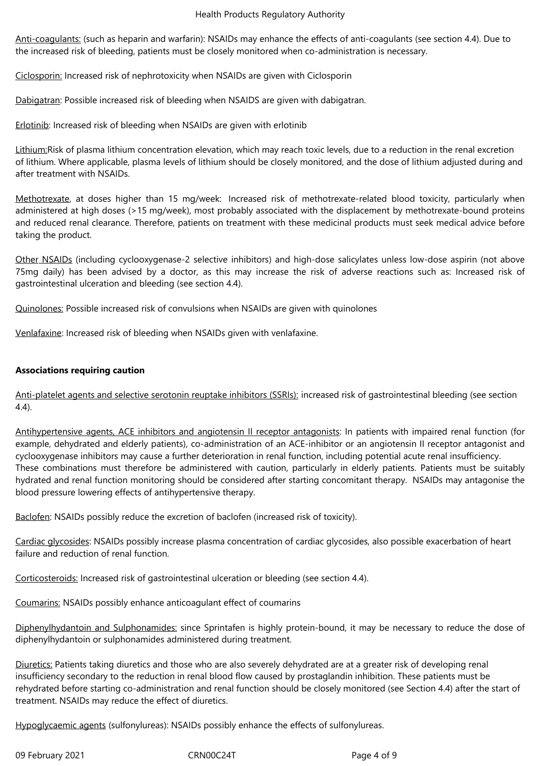Anti-coagulants: (such as heparin and warfarin): NSAIDs may enhance the effects of anti-coagulants (see section 4.4). Due to the increased risk of bleeding, patients must be closely monitored when co-administration is necessary.

Ciclosporin: Increased risk of nephrotoxicity when NSAIDs are given with Ciclosporin

Dabigatran: Possible increased risk of bleeding when NSAIDS are given with dabigatran.

Erlotinib: Increased risk of bleeding when NSAIDs are given with erlotinib

Lithium:Risk of plasma lithium concentration elevation, which may reach toxic levels, due to a reduction in the renal excretion of lithium. Where applicable, plasma levels of lithium should be closely monitored, and the dose of lithium adjusted during and after treatment with NSAIDs.

Methotrexate, at doses higher than 15 mg/week: Increased risk of methotrexate-related blood toxicity, particularly when administered at high doses (>15 mg/week), most probably associated with the displacement by methotrexate-bound proteins and reduced renal clearance. Therefore, patients on treatment with these medicinal products must seek medical advice before taking the product.

Other NSAIDs (including cyclooxygenase-2 selective inhibitors) and high-dose salicylates unless low-dose aspirin (not above 75mg daily) has been advised by a doctor, as this may increase the risk of adverse reactions such as: Increased risk of gastrointestinal ulceration and bleeding (see section 4.4).

Quinolones: Possible increased risk of convulsions when NSAIDs are given with quinolones

Venlafaxine: Increased risk of bleeding when NSAIDs given with venlafaxine.

**Associations requiring caution**

Anti-platelet agents and selective serotonin reuptake inhibitors (SSRIs): increased risk of gastrointestinal bleeding (see section 4.4).

Antihypertensive agents, ACE inhibitors and angiotensin II receptor antagonists: In patients with impaired renal function (for example, dehydrated and elderly patients), co-administration of an ACE-inhibitor or an angiotensin II receptor antagonist and cyclooxygenase inhibitors may cause a further deterioration in renal function, including potential acute renal insufficiency. These combinations must therefore be administered with caution, particularly in elderly patients. Patients must be suitably hydrated and renal function monitoring should be considered after starting concomitant therapy. NSAIDs may antagonise the blood pressure lowering effects of antihypertensive therapy.

Baclofen: NSAIDs possibly reduce the excretion of baclofen (increased risk of toxicity).

Cardiac glycosides: NSAIDs possibly increase plasma concentration of cardiac glycosides, also possible exacerbation of heart failure and reduction of renal function.

Corticosteroids: Increased risk of gastrointestinal ulceration or bleeding (see section 4.4).

Coumarins: NSAIDs possibly enhance anticoagulant effect of coumarins

Diphenylhydantoin and Sulphonamides: since Sprintafen is highly protein-bound, it may be necessary to reduce the dose of diphenylhydantoin or sulphonamides administered during treatment.

Diuretics: Patients taking diuretics and those who are also severely dehydrated are at a greater risk of developing renal insufficiency secondary to the reduction in renal blood flow caused by prostaglandin inhibition. These patients must be rehydrated before starting co-administration and renal function should be closely monitored (see Section 4.4) after the start of treatment. NSAIDs may reduce the effect of diuretics.

Hypoglycaemic agents (sulfonylureas): NSAIDs possibly enhance the effects of sulfonylureas.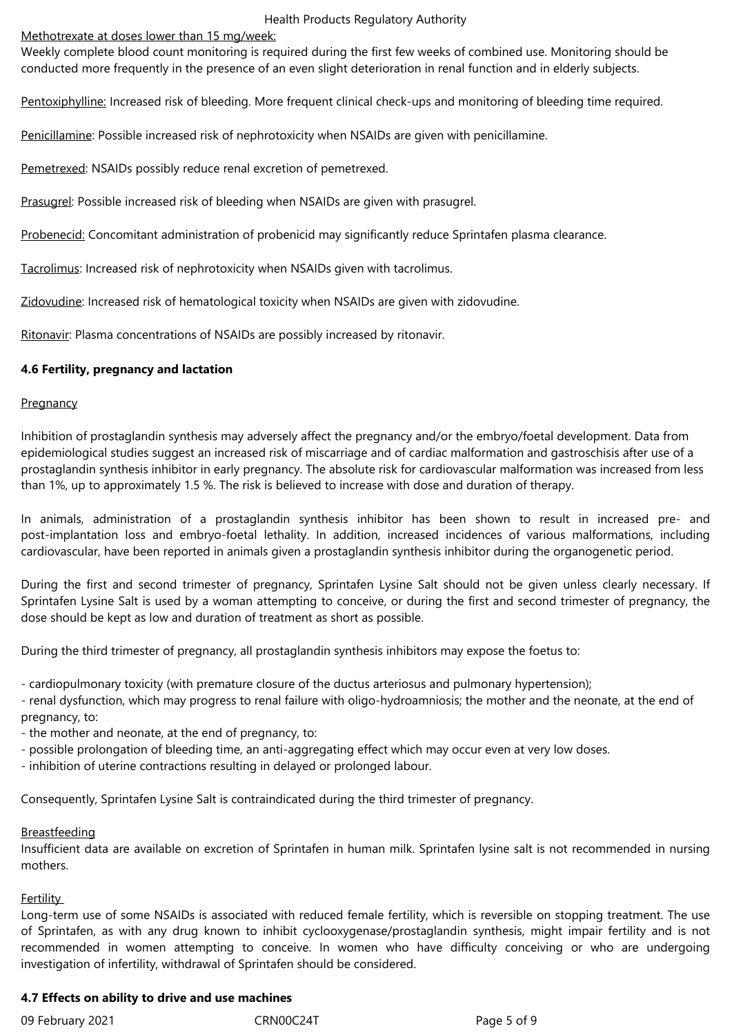Methotrexate at doses lower than 15 mg/week:
Weekly complete blood count monitoring is required during the first few weeks of combined use. Monitoring should be conducted more frequently in the presence of an even slight deterioration in renal function and in elderly subjects.

Pentoxiphylline: Increased risk of bleeding. More frequent clinical check-ups and monitoring of bleeding time required.

Penicillamine: Possible increased risk of nephrotoxicity when NSAIDs are given with penicillamine.

Pemetrexed: NSAIDs possibly reduce renal excretion of pemetrexed.

Prasugrel: Possible increased risk of bleeding when NSAIDs are given with prasugrel.

Probenecid: Concomitant administration of probenicid may significantly reduce Sprintafen plasma clearance.

Tacrolimus: Increased risk of nephrotoxicity when NSAIDs given with tacrolimus.

Zidovudine: Increased risk of hematological toxicity when NSAIDs are given with zidovudine.

Ritonavir: Plasma concentrations of NSAIDs are possibly increased by ritonavir.

**4.6 Fertility, pregnancy and lactation**

Pregnancy

Inhibition of prostaglandin synthesis may adversely affect the pregnancy and/or the embryo/foetal development. Data from epidemiological studies suggest an increased risk of miscarriage and of cardiac malformation and gastroschisis after use of a prostaglandin synthesis inhibitor in early pregnancy. The absolute risk for cardiovascular malformation was increased from less than 1%, up to approximately 1.5 %. The risk is believed to increase with dose and duration of therapy.

In animals, administration of a prostaglandin synthesis inhibitor has been shown to result in increased pre- and post-implantation loss and embryo-foetal lethality. In addition, increased incidences of various malformations, including cardiovascular, have been reported in animals given a prostaglandin synthesis inhibitor during the organogenetic period.

During the first and second trimester of pregnancy, Sprintafen Lysine Salt should not be given unless clearly necessary. If Sprintafen Lysine Salt is used by a woman attempting to conceive, or during the first and second trimester of pregnancy, the dose should be kept as low and duration of treatment as short as possible.

During the third trimester of pregnancy, all prostaglandin synthesis inhibitors may expose the foetus to:

- cardiopulmonary toxicity (with premature closure of the ductus arteriosus and pulmonary hypertension);
- renal dysfunction, which may progress to renal failure with oligo-hydroamniosis; the mother and the neonate, at the end of pregnancy, to:
- the mother and neonate, at the end of pregnancy, to:
- possible prolongation of bleeding time, an anti-aggregating effect which may occur even at very low doses.
- inhibition of uterine contractions resulting in delayed or prolonged labour.

Consequently, Sprintafen Lysine Salt is contraindicated during the third trimester of pregnancy.

Breastfeeding
Insufficient data are available on excretion of Sprintafen in human milk. Sprintafen lysine salt is not recommended in nursing mothers.

Fertility
Long-term use of some NSAIDs is associated with reduced female fertility, which is reversible on stopping treatment. The use of Sprintafen, as with any drug known to inhibit cyclooxygenase/prostaglandin synthesis, might impair fertility and is not recommended in women attempting to conceive. In women who have difficulty conceiving or who are undergoing investigation of infertility, withdrawal of Sprintafen should be considered.

**4.7 Effects on ability to drive and use machines**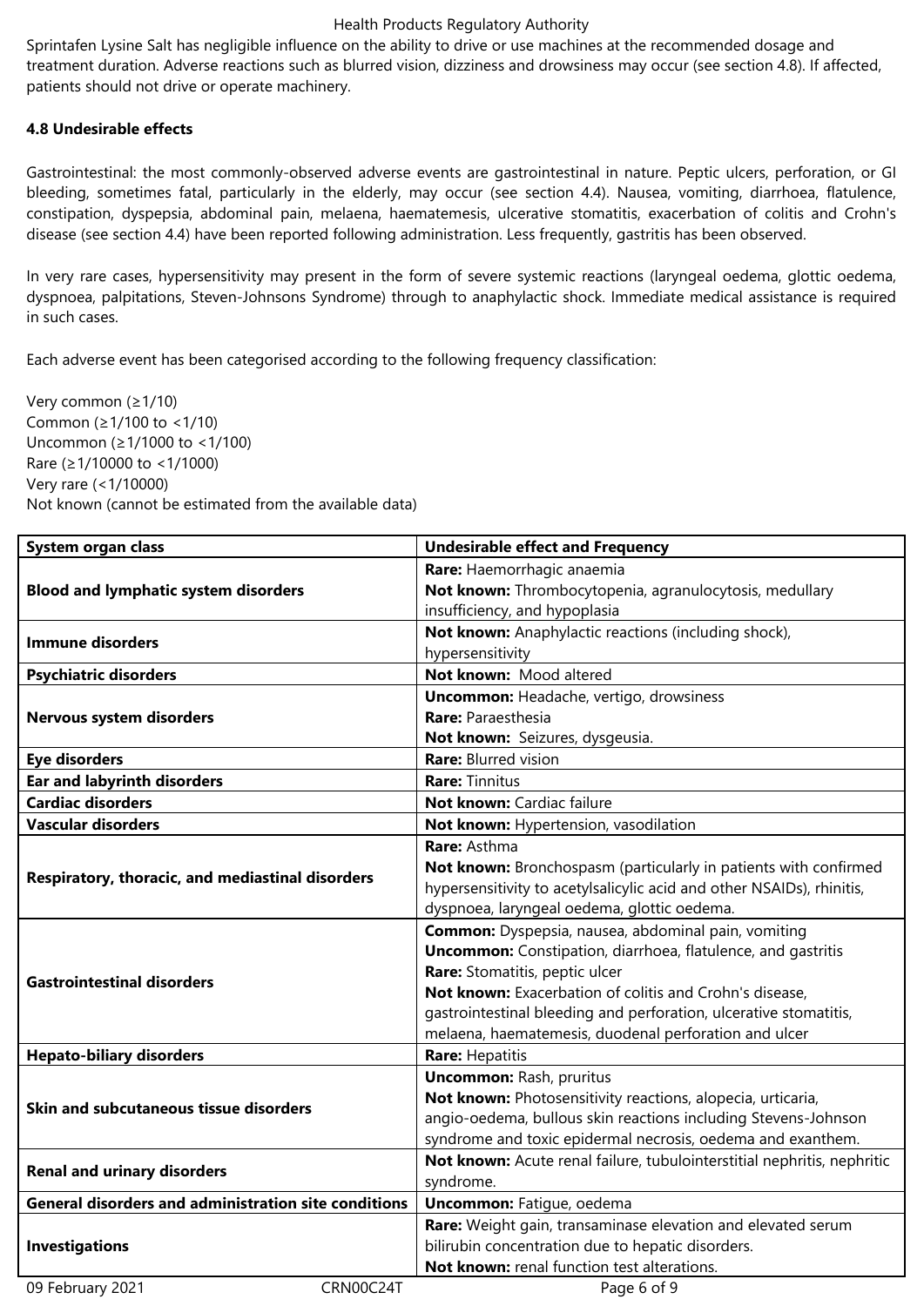Sprintafen Lysine Salt has negligible influence on the ability to drive or use machines at the recommended dosage and treatment duration. Adverse reactions such as blurred vision, dizziness and drowsiness may occur (see section 4.8). If affected, patients should not drive or operate machinery.

**4.8 Undesirable effects**

Gastrointestinal: the most commonly-observed adverse events are gastrointestinal in nature. Peptic ulcers, perforation, or GI bleeding, sometimes fatal, particularly in the elderly, may occur (see section 4.4). Nausea, vomiting, diarrhoea, flatulence, constipation, dyspepsia, abdominal pain, melaena, haematemesis, ulcerative stomatitis, exacerbation of colitis and Crohn's disease (see section 4.4) have been reported following administration. Less frequently, gastritis has been observed.

In very rare cases, hypersensitivity may present in the form of severe systemic reactions (laryngeal oedema, glottic oedema, dyspnoea, palpitations, Steven-Johnsons Syndrome) through to anaphylactic shock. Immediate medical assistance is required in such cases.

Each adverse event has been categorised according to the following frequency classification:

Very common (≥1/10)
Common (≥1/100 to <1/10)
Uncommon (≥1/1000 to <1/100)
Rare (≥1/10000 to <1/1000)
Very rare (<1/10000)
Not known (cannot be estimated from the available data)

| System organ class | Undesirable effect and Frequency |
|---|---|
| **Blood and lymphatic system disorders** | **Rare:** Haemorrhagic anaemia<br>**Not known:** Thrombocytopenia, agranulocytosis, medullary insufficiency, and hypoplasia |
| **Immune disorders** | **Not known:** Anaphylactic reactions (including shock), hypersensitivity |
| **Psychiatric disorders** | **Not known:** Mood altered |
| **Nervous system disorders** | **Uncommon:** Headache, vertigo, drowsiness<br>**Rare:** Paraesthesia<br>**Not known:** Seizures, dysgeusia. |
| **Eye disorders** | **Rare:** Blurred vision |
| **Ear and labyrinth disorders** | **Rare:** Tinnitus |
| **Cardiac disorders** | **Not known:** Cardiac failure |
| **Vascular disorders** | **Not known:** Hypertension, vasodilation |
| **Respiratory, thoracic, and mediastinal disorders** | **Rare:** Asthma<br>**Not known:** Bronchospasm (particularly in patients with confirmed hypersensitivity to acetylsalicylic acid and other NSAIDs), rhinitis, dyspnoea, laryngeal oedema, glottic oedema. |
| **Gastrointestinal disorders** | **Common:** Dyspepsia, nausea, abdominal pain, vomiting<br>**Uncommon:** Constipation, diarrhoea, flatulence, and gastritis<br>**Rare:** Stomatitis, peptic ulcer<br>**Not known:** Exacerbation of colitis and Crohn's disease, gastrointestinal bleeding and perforation, ulcerative stomatitis, melaena, haematemesis, duodenal perforation and ulcer |
| **Hepato-biliary disorders** | **Rare:** Hepatitis |
| **Skin and subcutaneous tissue disorders** | **Uncommon:** Rash, pruritus<br>**Not known:** Photosensitivity reactions, alopecia, urticaria, angio-oedema, bullous skin reactions including Stevens-Johnson syndrome and toxic epidermal necrosis, oedema and exanthem. |
| **Renal and urinary disorders** | **Not known:** Acute renal failure, tubulointerstitial nephritis, nephritic syndrome. |
| **General disorders and administration site conditions** | **Uncommon:** Fatigue, oedema |
| **Investigations** | **Rare:** Weight gain, transaminase elevation and elevated serum bilirubin concentration due to hepatic disorders.<br>**Not known:** renal function test alterations. |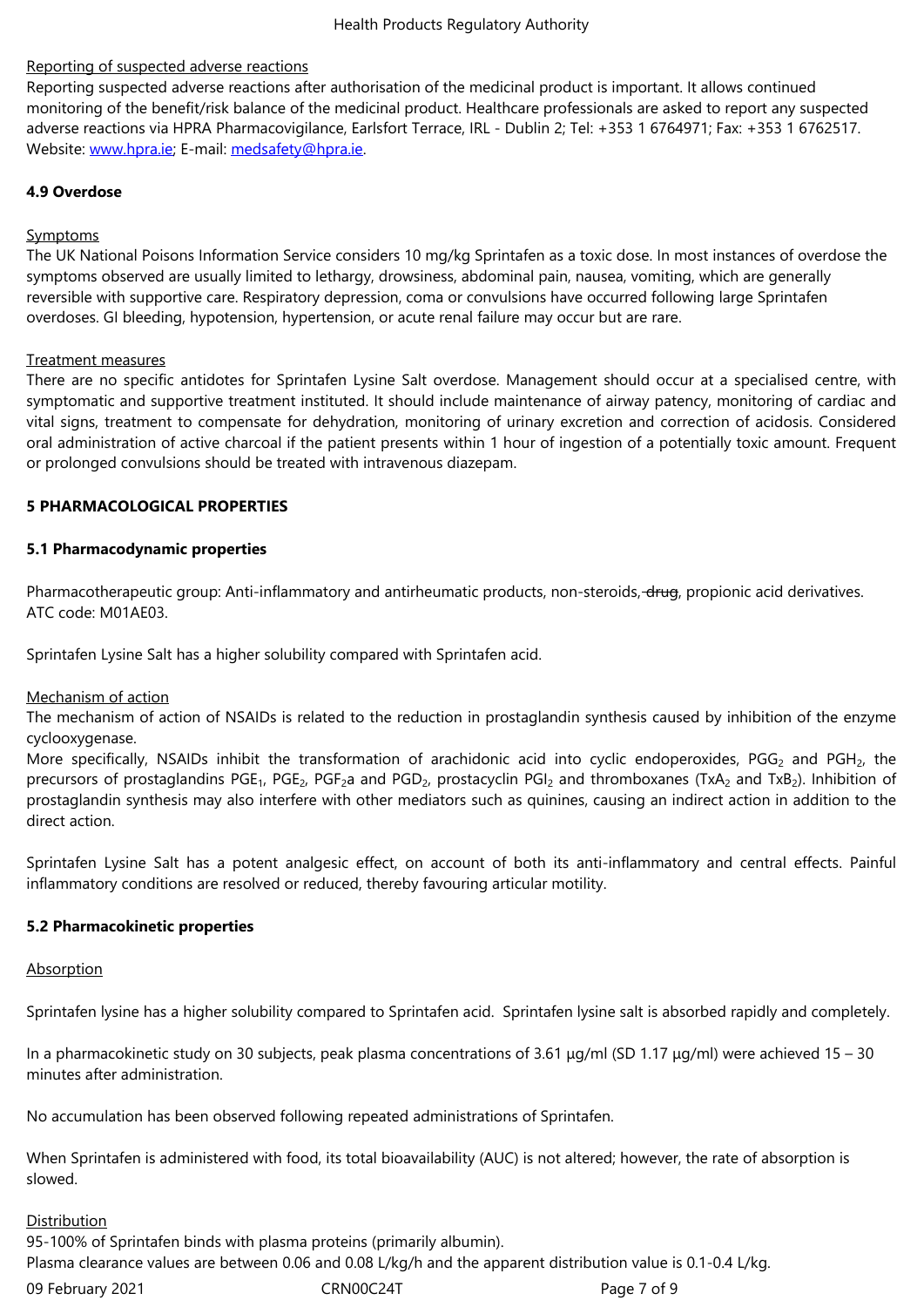Reporting of suspected adverse reactions

Reporting suspected adverse reactions after authorisation of the medicinal product is important. It allows continued monitoring of the benefit/risk balance of the medicinal product. Healthcare professionals are asked to report any suspected adverse reactions via HPRA Pharmacovigilance, Earlsfort Terrace, IRL - Dublin 2; Tel: +353 1 6764971; Fax: +353 1 6762517. Website: www.hpra.ie; E-mail: medsafety@hpra.ie.

**4.9 Overdose**

Symptoms

The UK National Poisons Information Service considers 10 mg/kg Sprintafen as a toxic dose. In most instances of overdose the symptoms observed are usually limited to lethargy, drowsiness, abdominal pain, nausea, vomiting, which are generally reversible with supportive care. Respiratory depression, coma or convulsions have occurred following large Sprintafen overdoses. GI bleeding, hypotension, hypertension, or acute renal failure may occur but are rare.

Treatment measures

There are no specific antidotes for Sprintafen Lysine Salt overdose. Management should occur at a specialised centre, with symptomatic and supportive treatment instituted. It should include maintenance of airway patency, monitoring of cardiac and vital signs, treatment to compensate for dehydration, monitoring of urinary excretion and correction of acidosis. Considered oral administration of active charcoal if the patient presents within 1 hour of ingestion of a potentially toxic amount. Frequent or prolonged convulsions should be treated with intravenous diazepam.

**5 PHARMACOLOGICAL PROPERTIES**

**5.1 Pharmacodynamic properties**

Pharmacotherapeutic group: Anti-inflammatory and antirheumatic products, non-steroids, ~~drug~~, propionic acid derivatives. ATC code: M01AE03.

Sprintafen Lysine Salt has a higher solubility compared with Sprintafen acid.

Mechanism of action

The mechanism of action of NSAIDs is related to the reduction in prostaglandin synthesis caused by inhibition of the enzyme cyclooxygenase.

More specifically, NSAIDs inhibit the transformation of arachidonic acid into cyclic endoperoxides, $PGG_2$ and $PGH_2$, the precursors of prostaglandins $PGE_1$, $PGE_2$, $PGF_2a$ and $PGD_2$, prostacyclin $PGI_2$ and thromboxanes ($TxA_2$ and $TxB_2$). Inhibition of prostaglandin synthesis may also interfere with other mediators such as quinines, causing an indirect action in addition to the direct action.

Sprintafen Lysine Salt has a potent analgesic effect, on account of both its anti-inflammatory and central effects. Painful inflammatory conditions are resolved or reduced, thereby favouring articular motility.

**5.2 Pharmacokinetic properties**

Absorption

Sprintafen lysine has a higher solubility compared to Sprintafen acid. Sprintafen lysine salt is absorbed rapidly and completely.

In a pharmacokinetic study on 30 subjects, peak plasma concentrations of 3.61 µg/ml (SD 1.17 µg/ml) were achieved 15 – 30 minutes after administration.

No accumulation has been observed following repeated administrations of Sprintafen.

When Sprintafen is administered with food, its total bioavailability (AUC) is not altered; however, the rate of absorption is slowed.

Distribution

95-100% of Sprintafen binds with plasma proteins (primarily albumin).

Plasma clearance values are between 0.06 and 0.08 L/kg/h and the apparent distribution value is 0.1-0.4 L/kg.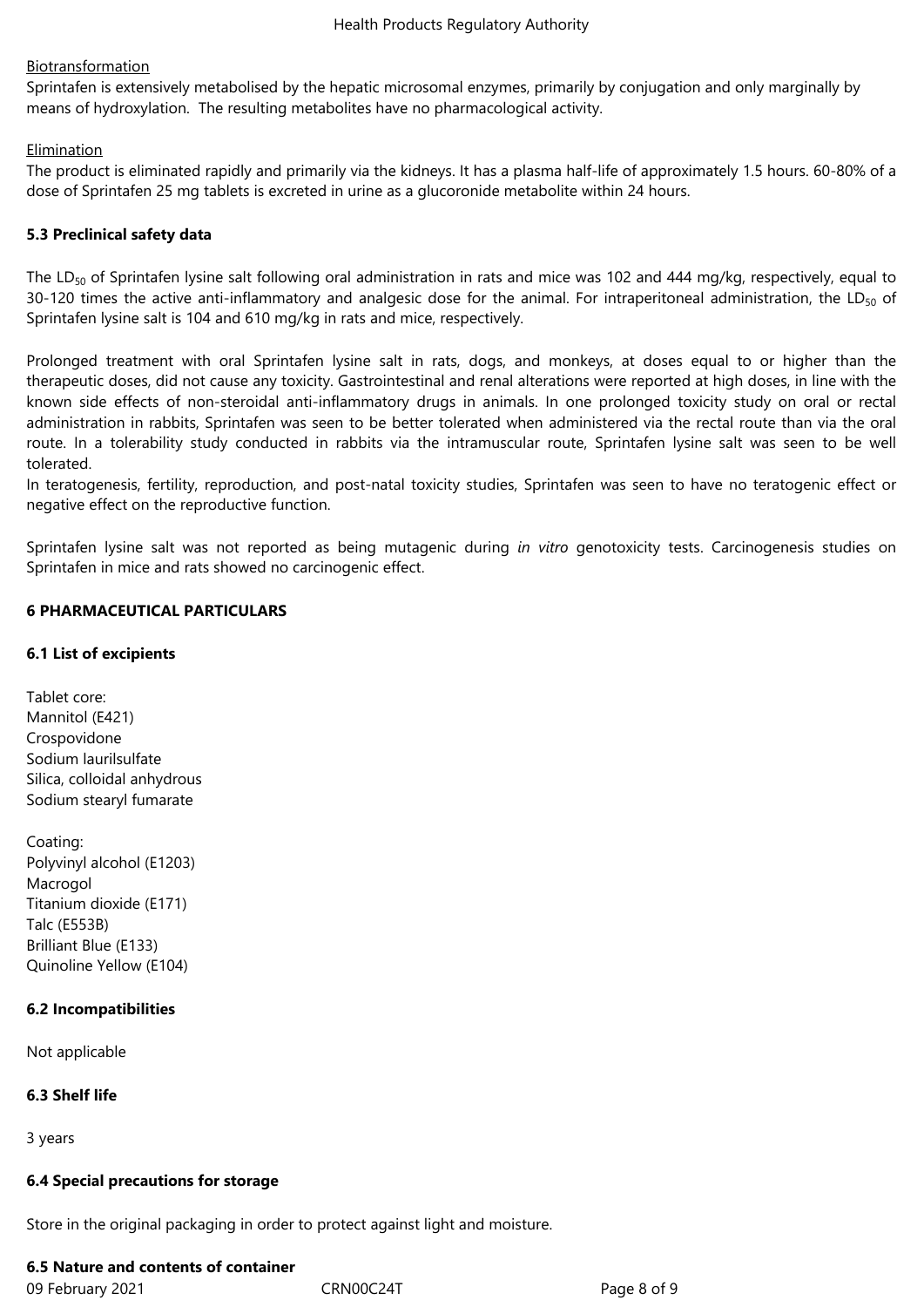Biotransformation

Sprintafen is extensively metabolised by the hepatic microsomal enzymes, primarily by conjugation and only marginally by means of hydroxylation. The resulting metabolites have no pharmacological activity.

Elimination

The product is eliminated rapidly and primarily via the kidneys. It has a plasma half-life of approximately 1.5 hours. 60-80% of a dose of Sprintafen 25 mg tablets is excreted in urine as a glucoronide metabolite within 24 hours.

### 5.3 Preclinical safety data

The $LD_{50}$ of Sprintafen lysine salt following oral administration in rats and mice was 102 and 444 mg/kg, respectively, equal to 30-120 times the active anti-inflammatory and analgesic dose for the animal. For intraperitoneal administration, the $LD_{50}$ of Sprintafen lysine salt is 104 and 610 mg/kg in rats and mice, respectively.

Prolonged treatment with oral Sprintafen lysine salt in rats, dogs, and monkeys, at doses equal to or higher than the therapeutic doses, did not cause any toxicity. Gastrointestinal and renal alterations were reported at high doses, in line with the known side effects of non-steroidal anti-inflammatory drugs in animals. In one prolonged toxicity study on oral or rectal administration in rabbits, Sprintafen was seen to be better tolerated when administered via the rectal route than via the oral route. In a tolerability study conducted in rabbits via the intramuscular route, Sprintafen lysine salt was seen to be well tolerated.

In teratogenesis, fertility, reproduction, and post-natal toxicity studies, Sprintafen was seen to have no teratogenic effect or negative effect on the reproductive function.

Sprintafen lysine salt was not reported as being mutagenic during *in vitro* genotoxicity tests. Carcinogenesis studies on Sprintafen in mice and rats showed no carcinogenic effect.

## 6 PHARMACEUTICAL PARTICULARS

### 6.1 List of excipients

Tablet core:
Mannitol (E421)
Crospovidone
Sodium laurilsulfate
Silica, colloidal anhydrous
Sodium stearyl fumarate

Coating:
Polyvinyl alcohol (E1203)
Macrogol
Titanium dioxide (E171)
Talc (E553B)
Brilliant Blue (E133)
Quinoline Yellow (E104)

### 6.2 Incompatibilities

Not applicable

### 6.3 Shelf life

3 years

### 6.4 Special precautions for storage

Store in the original packaging in order to protect against light and moisture.

### 6.5 Nature and contents of container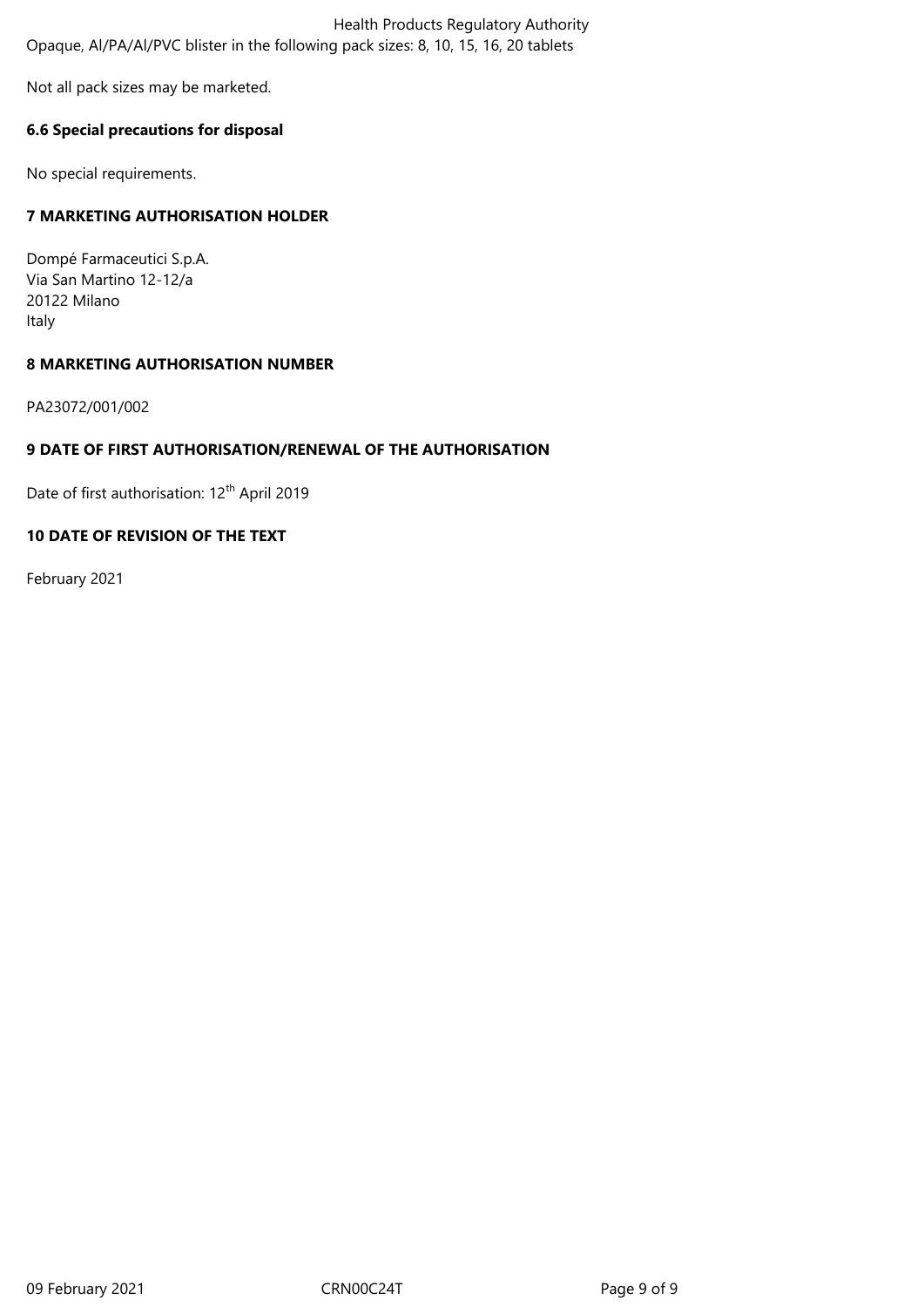Opaque, Al/PA/Al/PVC blister in the following pack sizes: 8, 10, 15, 16, 20 tablets

Not all pack sizes may be marketed.

**6.6 Special precautions for disposal**

No special requirements.

**7 MARKETING AUTHORISATION HOLDER**

Dompé Farmaceutici S.p.A.
Via San Martino 12-12/a
20122 Milano
Italy

**8 MARKETING AUTHORISATION NUMBER**

PA23072/001/002

**9 DATE OF FIRST AUTHORISATION/RENEWAL OF THE AUTHORISATION**

Date of first authorisation: 12th April 2019

**10 DATE OF REVISION OF THE TEXT**

February 2021